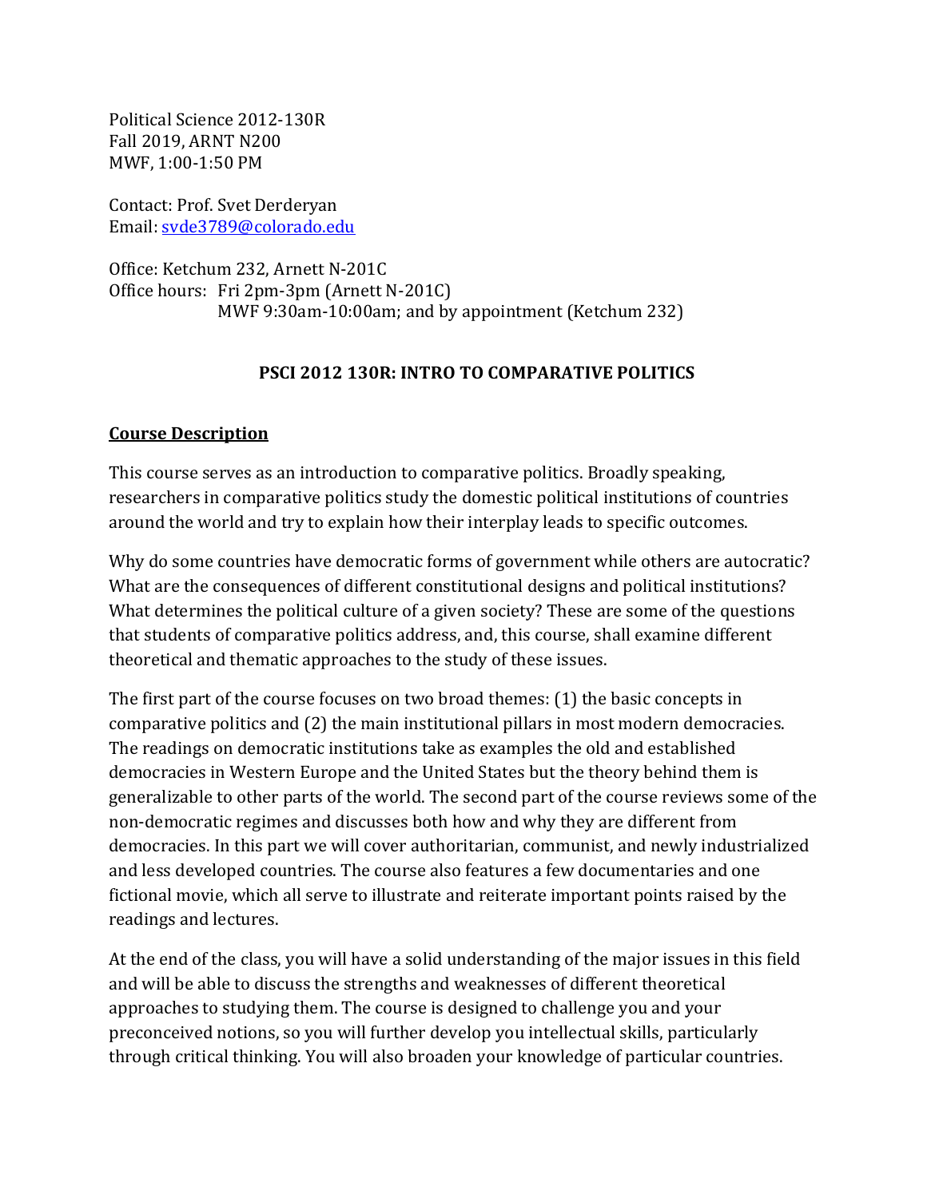Political Science 2012-130R
Fall 2019, ARNT N200
MWF, 1:00-1:50 PM

Contact: Prof. Svet Derderyan
Email: [svde3789@colorado.edu](mailto:svde3789@colorado.edu)

Office: Ketchum 232, Arnett N-201C
Office hours: Fri 2pm-3pm (Arnett N-201C)
MWF 9:30am-10:00am; and by appointment (Ketchum 232)

# PSCI 2012 130R: INTRO TO COMPARATIVE POLITICS

## Course Description

This course serves as an introduction to comparative politics. Broadly speaking, researchers in comparative politics study the domestic political institutions of countries around the world and try to explain how their interplay leads to specific outcomes.

Why do some countries have democratic forms of government while others are autocratic? What are the consequences of different constitutional designs and political institutions? What determines the political culture of a given society? These are some of the questions that students of comparative politics address, and, this course, shall examine different theoretical and thematic approaches to the study of these issues.

The first part of the course focuses on two broad themes: (1) the basic concepts in comparative politics and (2) the main institutional pillars in most modern democracies. The readings on democratic institutions take as examples the old and established democracies in Western Europe and the United States but the theory behind them is generalizable to other parts of the world. The second part of the course reviews some of the non-democratic regimes and discusses both how and why they are different from democracies. In this part we will cover authoritarian, communist, and newly industrialized and less developed countries. The course also features a few documentaries and one fictional movie, which all serve to illustrate and reiterate important points raised by the readings and lectures.

At the end of the class, you will have a solid understanding of the major issues in this field and will be able to discuss the strengths and weaknesses of different theoretical approaches to studying them. The course is designed to challenge you and your preconceived notions, so you will further develop you intellectual skills, particularly through critical thinking. You will also broaden your knowledge of particular countries.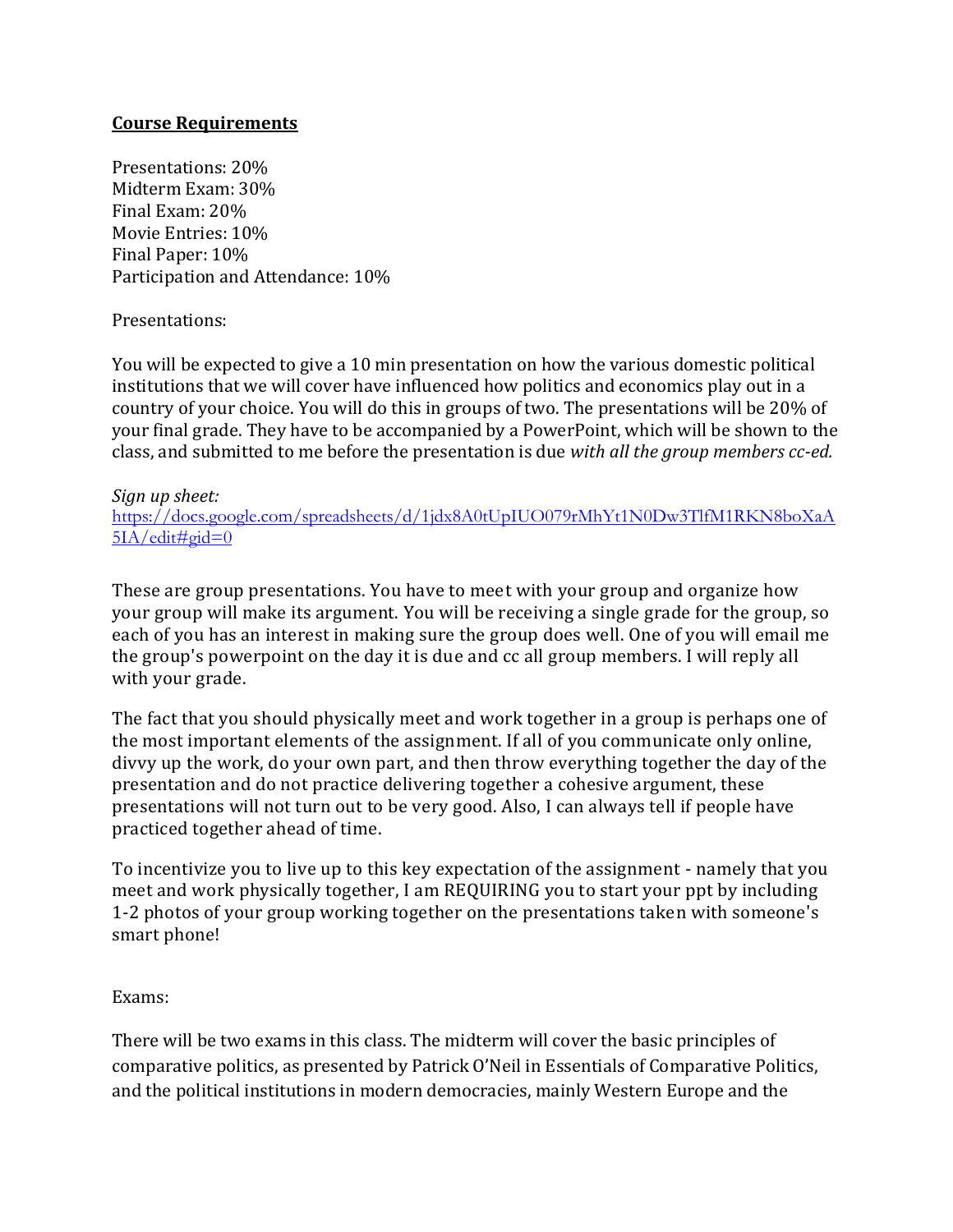## **Course Requirements**

Presentations: 20%
Midterm Exam: 30%
Final Exam: 20%
Movie Entries: 10%
Final Paper: 10%
Participation and Attendance: 10%

Presentations:

You will be expected to give a 10 min presentation on how the various domestic political institutions that we will cover have influenced how politics and economics play out in a country of your choice. You will do this in groups of two. The presentations will be 20% of your final grade. They have to be accompanied by a PowerPoint, which will be shown to the class, and submitted to me before the presentation is due *with all the group members cc-ed.*

*Sign up sheet:*
[https://docs.google.com/spreadsheets/d/1jdx8A0tUpIUO079rMhYt1N0Dw3TlfM1RKN8boXaA5IA/edit#gid=0](https://docs.google.com/spreadsheets/d/1jdx8A0tUpIUO079rMhYt1N0Dw3TlfM1RKN8boXaA5IA/edit#gid=0)

These are group presentations. You have to meet with your group and organize how your group will make its argument. You will be receiving a single grade for the group, so each of you has an interest in making sure the group does well. One of you will email me the group's powerpoint on the day it is due and cc all group members. I will reply all with your grade.

The fact that you should physically meet and work together in a group is perhaps one of the most important elements of the assignment. If all of you communicate only online, divvy up the work, do your own part, and then throw everything together the day of the presentation and do not practice delivering together a cohesive argument, these presentations will not turn out to be very good. Also, I can always tell if people have practiced together ahead of time.

To incentivize you to live up to this key expectation of the assignment - namely that you meet and work physically together, I am REQUIRING you to start your ppt by including 1-2 photos of your group working together on the presentations taken with someone's smart phone!

Exams:

There will be two exams in this class. The midterm will cover the basic principles of comparative politics, as presented by Patrick O'Neil in Essentials of Comparative Politics, and the political institutions in modern democracies, mainly Western Europe and the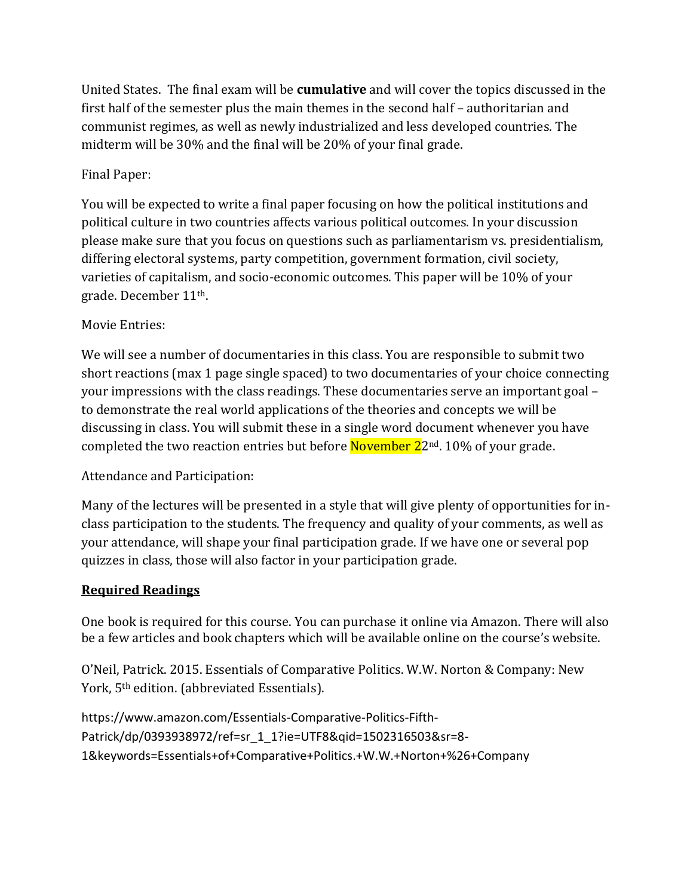United States. The final exam will be **cumulative** and will cover the topics discussed in the first half of the semester plus the main themes in the second half – authoritarian and communist regimes, as well as newly industrialized and less developed countries. The midterm will be 30% and the final will be 20% of your final grade.

Final Paper:

You will be expected to write a final paper focusing on how the political institutions and political culture in two countries affects various political outcomes. In your discussion please make sure that you focus on questions such as parliamentarism vs. presidentialism, differing electoral systems, party competition, government formation, civil society, varieties of capitalism, and socio-economic outcomes. This paper will be 10% of your grade. December 11th.

Movie Entries:

We will see a number of documentaries in this class. You are responsible to submit two short reactions (max 1 page single spaced) to two documentaries of your choice connecting your impressions with the class readings. These documentaries serve an important goal – to demonstrate the real world applications of the theories and concepts we will be discussing in class. You will submit these in a single word document whenever you have completed the two reaction entries but before November 22nd. 10% of your grade.

Attendance and Participation:

Many of the lectures will be presented in a style that will give plenty of opportunities for in-class participation to the students. The frequency and quality of your comments, as well as your attendance, will shape your final participation grade. If we have one or several pop quizzes in class, those will also factor in your participation grade.

## Required Readings

One book is required for this course. You can purchase it online via Amazon. There will also be a few articles and book chapters which will be available online on the course's website.

O'Neil, Patrick. 2015. Essentials of Comparative Politics. W.W. Norton & Company: New York, 5th edition. (abbreviated Essentials).

https://www.amazon.com/Essentials-Comparative-Politics-Fifth-Patrick/dp/0393938972/ref=sr_1_1?ie=UTF8&qid=1502316503&sr=8-1&keywords=Essentials+of+Comparative+Politics.+W.W.+Norton+%26+Company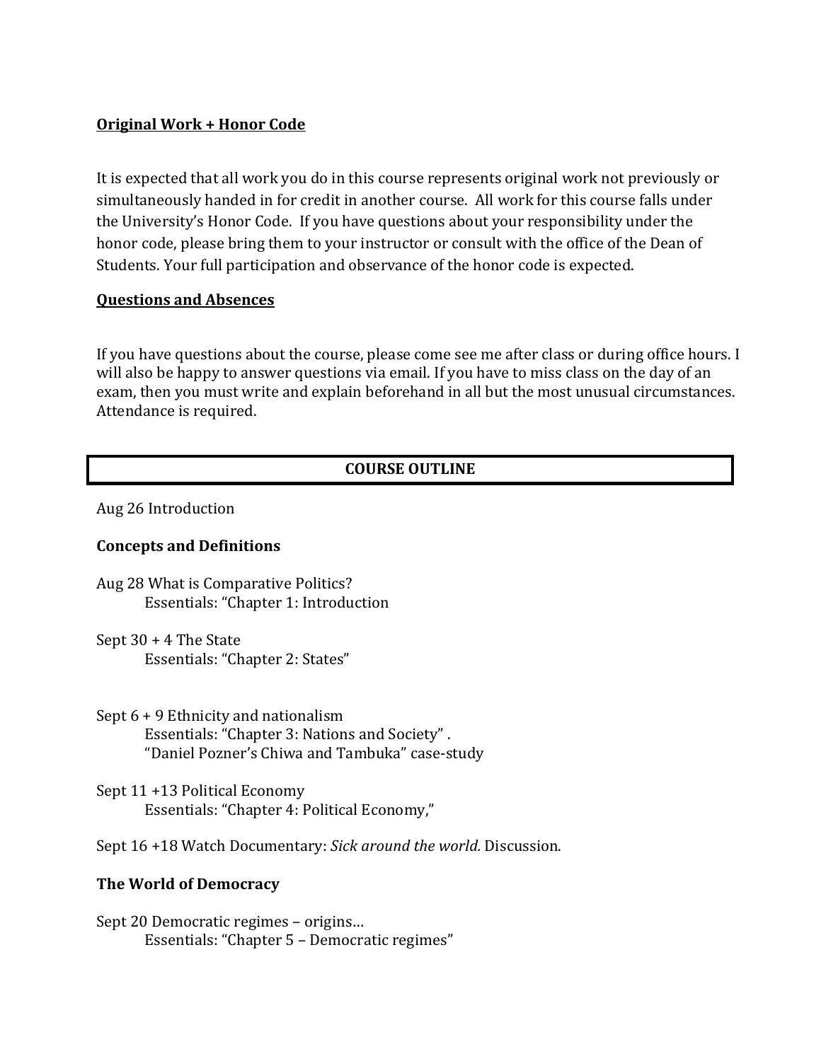**Original Work + Honor Code**

It is expected that all work you do in this course represents original work not previously or simultaneously handed in for credit in another course. All work for this course falls under the University's Honor Code. If you have questions about your responsibility under the honor code, please bring them to your instructor or consult with the office of the Dean of Students. Your full participation and observance of the honor code is expected.

**Questions and Absences**

If you have questions about the course, please come see me after class or during office hours. I will also be happy to answer questions via email. If you have to miss class on the day of an exam, then you must write and explain beforehand in all but the most unusual circumstances. Attendance is required.

## COURSE OUTLINE

Aug 26 Introduction

**Concepts and Definitions**

Aug 28 What is Comparative Politics?
Essentials: "Chapter 1: Introduction

Sept 30 + 4 The State
Essentials: "Chapter 2: States"

Sept 6 + 9 Ethnicity and nationalism
Essentials: "Chapter 3: Nations and Society" .
"Daniel Pozner's Chiwa and Tambuka" case-study

Sept 11 +13 Political Economy
Essentials: "Chapter 4: Political Economy,"

Sept 16 +18 Watch Documentary: *Sick around the world.* Discussion.

**The World of Democracy**

Sept 20 Democratic regimes – origins…
Essentials: "Chapter 5 – Democratic regimes"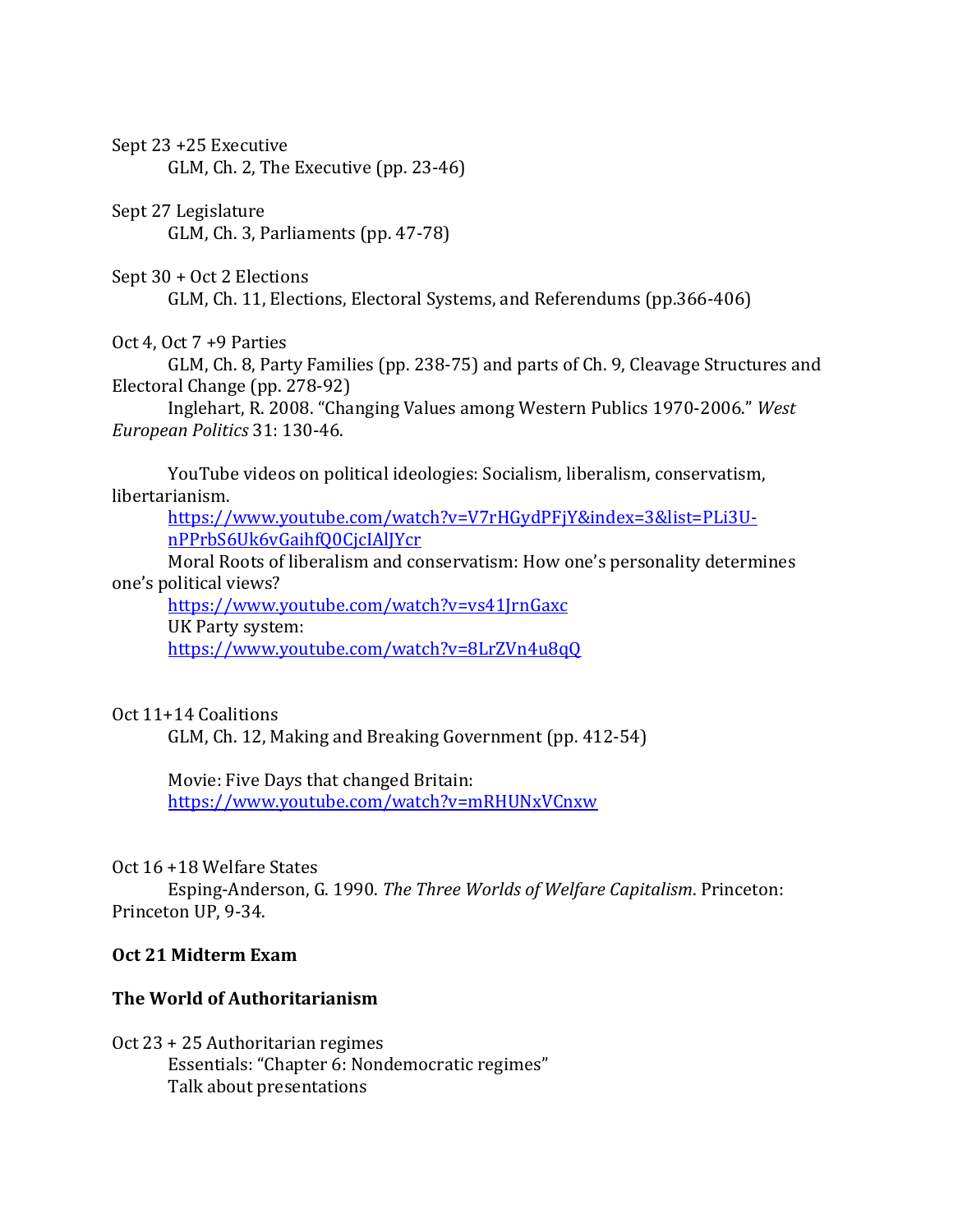Sept 23 +25 Executive

GLM, Ch. 2, The Executive (pp. 23-46)

Sept 27 Legislature

GLM, Ch. 3, Parliaments (pp. 47-78)

Sept 30 + Oct 2 Elections

GLM, Ch. 11, Elections, Electoral Systems, and Referendums (pp.366-406)

Oct 4, Oct 7 +9 Parties

GLM, Ch. 8, Party Families (pp. 238-75) and parts of Ch. 9, Cleavage Structures and Electoral Change (pp. 278-92)

Inglehart, R. 2008. "Changing Values among Western Publics 1970-2006." *West European Politics* 31: 130-46.

YouTube videos on political ideologies: Socialism, liberalism, conservatism, libertarianism.

https://www.youtube.com/watch?v=V7rHGydPFjY&index=3&list=PLi3U-nPPrbS6Uk6vGaihfQ0CjcIAlJYcr

Moral Roots of liberalism and conservatism: How one's personality determines one's political views?

https://www.youtube.com/watch?v=vs41JrnGaxc

UK Party system:

https://www.youtube.com/watch?v=8LrZVn4u8qQ

Oct 11+14 Coalitions

GLM, Ch. 12, Making and Breaking Government (pp. 412-54)

Movie: Five Days that changed Britain:

https://www.youtube.com/watch?v=mRHUNxVCnxw

Oct 16 +18 Welfare States

Esping-Anderson, G. 1990. *The Three Worlds of Welfare Capitalism*. Princeton: Princeton UP, 9-34.

**Oct 21 Midterm Exam**

**The World of Authoritarianism**

Oct 23 + 25 Authoritarian regimes

Essentials: "Chapter 6: Nondemocratic regimes"

Talk about presentations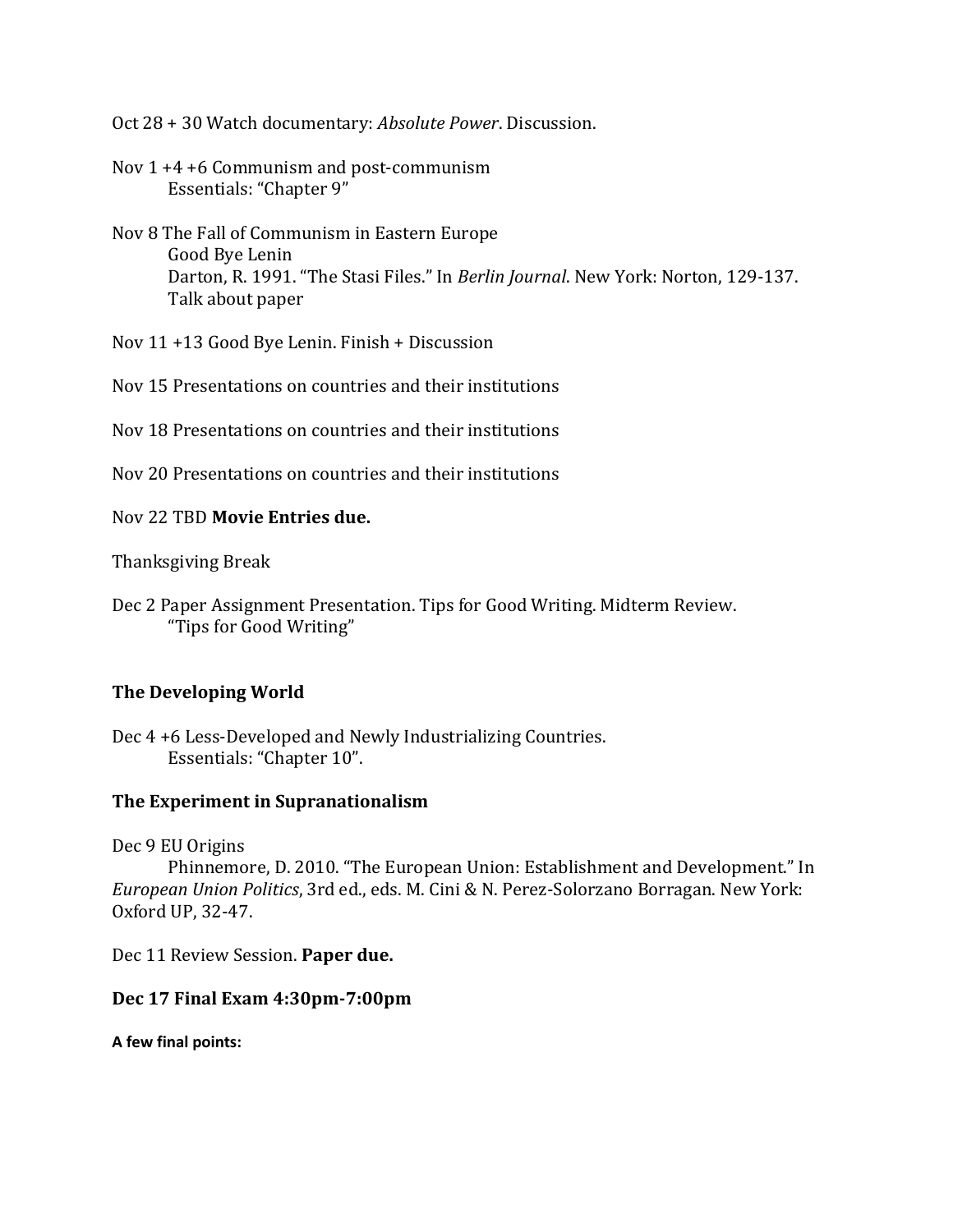Oct 28 + 30 Watch documentary: *Absolute Power*. Discussion.

Nov 1 +4 +6 Communism and post-communism
    Essentials: "Chapter 9"

Nov 8 The Fall of Communism in Eastern Europe
    Good Bye Lenin
    Darton, R. 1991. "The Stasi Files." In *Berlin Journal*. New York: Norton, 129-137.
    Talk about paper

Nov 11 +13 Good Bye Lenin. Finish + Discussion

Nov 15 Presentations on countries and their institutions

Nov 18 Presentations on countries and their institutions

Nov 20 Presentations on countries and their institutions

Nov 22 TBD **Movie Entries due.**

Thanksgiving Break

Dec 2 Paper Assignment Presentation. Tips for Good Writing. Midterm Review.
    "Tips for Good Writing"

**The Developing World**

Dec 4 +6 Less-Developed and Newly Industrializing Countries.
    Essentials: "Chapter 10".

**The Experiment in Supranationalism**

Dec 9 EU Origins
    Phinnemore, D. 2010. "The European Union: Establishment and Development." In *European Union Politics*, 3rd ed., eds. M. Cini & N. Perez-Solorzano Borragan. New York: Oxford UP, 32-47.

Dec 11 Review Session. **Paper due.**

**Dec 17 Final Exam 4:30pm-7:00pm**

**A few final points:**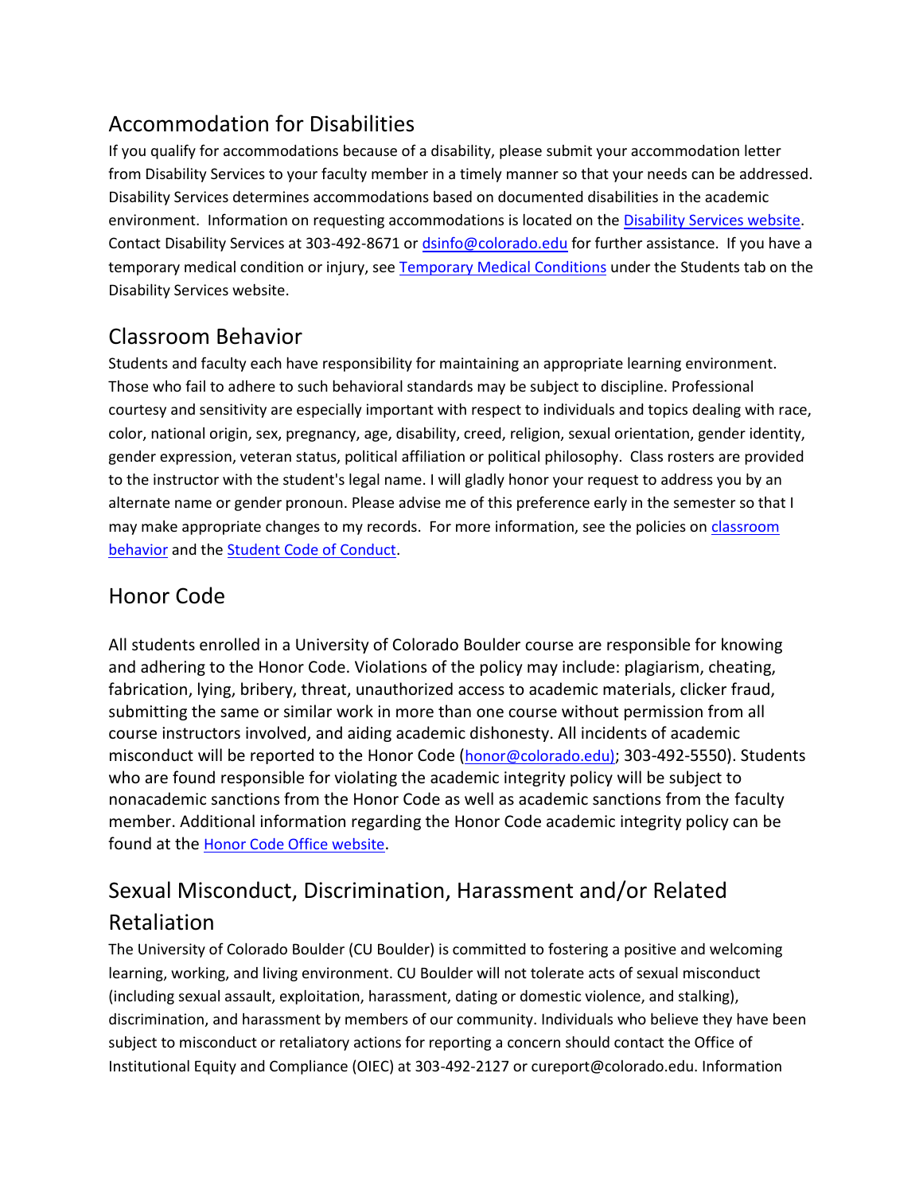## Accommodation for Disabilities

If you qualify for accommodations because of a disability, please submit your accommodation letter from Disability Services to your faculty member in a timely manner so that your needs can be addressed. Disability Services determines accommodations based on documented disabilities in the academic environment. Information on requesting accommodations is located on the Disability Services website. Contact Disability Services at 303-492-8671 or dsinfo@colorado.edu for further assistance. If you have a temporary medical condition or injury, see Temporary Medical Conditions under the Students tab on the Disability Services website.

## Classroom Behavior

Students and faculty each have responsibility for maintaining an appropriate learning environment. Those who fail to adhere to such behavioral standards may be subject to discipline. Professional courtesy and sensitivity are especially important with respect to individuals and topics dealing with race, color, national origin, sex, pregnancy, age, disability, creed, religion, sexual orientation, gender identity, gender expression, veteran status, political affiliation or political philosophy. Class rosters are provided to the instructor with the student's legal name. I will gladly honor your request to address you by an alternate name or gender pronoun. Please advise me of this preference early in the semester so that I may make appropriate changes to my records. For more information, see the policies on classroom behavior and the Student Code of Conduct.

## Honor Code

All students enrolled in a University of Colorado Boulder course are responsible for knowing and adhering to the Honor Code. Violations of the policy may include: plagiarism, cheating, fabrication, lying, bribery, threat, unauthorized access to academic materials, clicker fraud, submitting the same or similar work in more than one course without permission from all course instructors involved, and aiding academic dishonesty. All incidents of academic misconduct will be reported to the Honor Code (honor@colorado.edu); 303-492-5550). Students who are found responsible for violating the academic integrity policy will be subject to nonacademic sanctions from the Honor Code as well as academic sanctions from the faculty member. Additional information regarding the Honor Code academic integrity policy can be found at the Honor Code Office website.

## Sexual Misconduct, Discrimination, Harassment and/or Related Retaliation

The University of Colorado Boulder (CU Boulder) is committed to fostering a positive and welcoming learning, working, and living environment. CU Boulder will not tolerate acts of sexual misconduct (including sexual assault, exploitation, harassment, dating or domestic violence, and stalking), discrimination, and harassment by members of our community. Individuals who believe they have been subject to misconduct or retaliatory actions for reporting a concern should contact the Office of Institutional Equity and Compliance (OIEC) at 303-492-2127 or cureport@colorado.edu. Information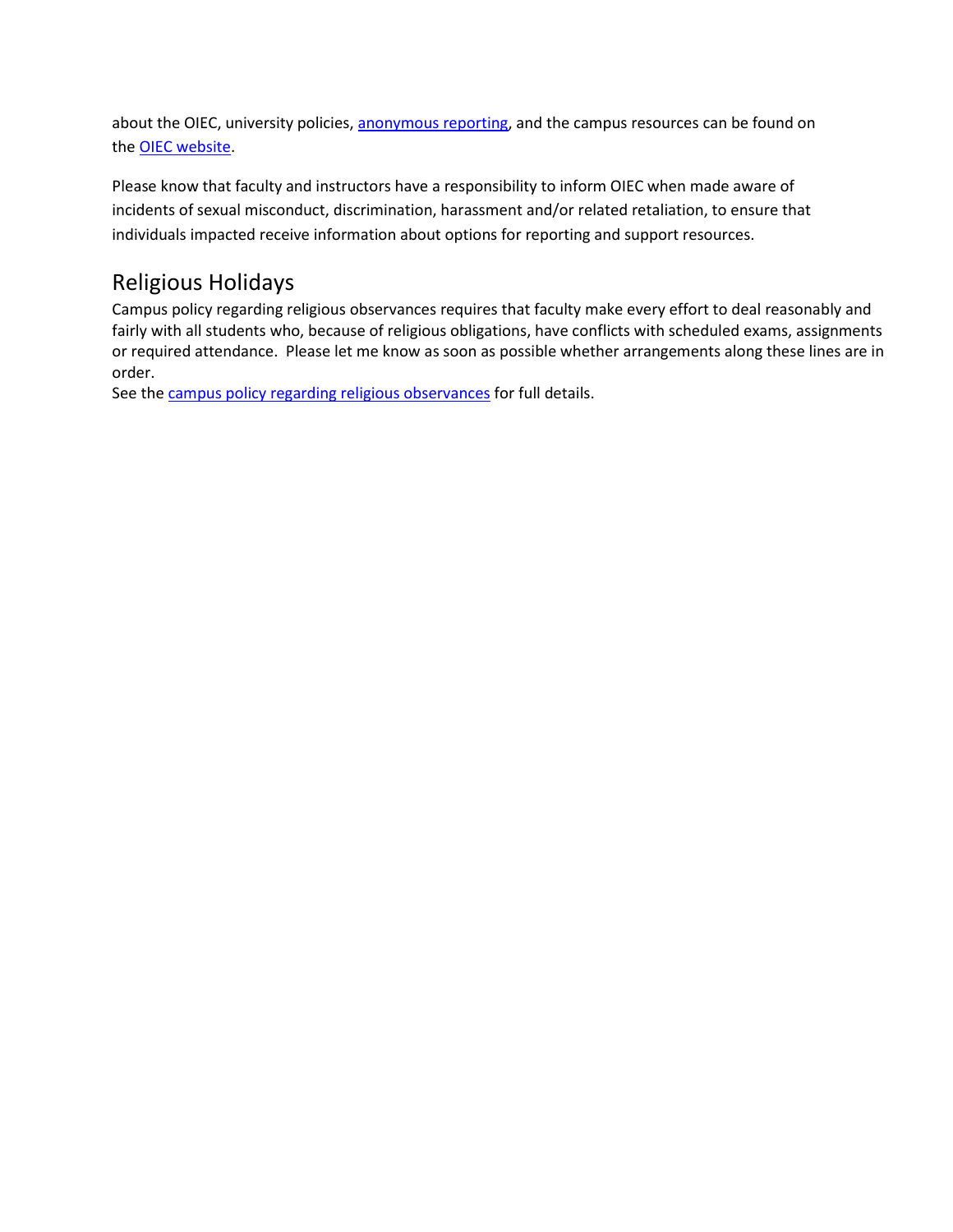about the OIEC, university policies, anonymous reporting, and the campus resources can be found on the OIEC website.

Please know that faculty and instructors have a responsibility to inform OIEC when made aware of incidents of sexual misconduct, discrimination, harassment and/or related retaliation, to ensure that individuals impacted receive information about options for reporting and support resources.

## Religious Holidays

Campus policy regarding religious observances requires that faculty make every effort to deal reasonably and fairly with all students who, because of religious obligations, have conflicts with scheduled exams, assignments or required attendance. Please let me know as soon as possible whether arrangements along these lines are in order.
See the campus policy regarding religious observances for full details.